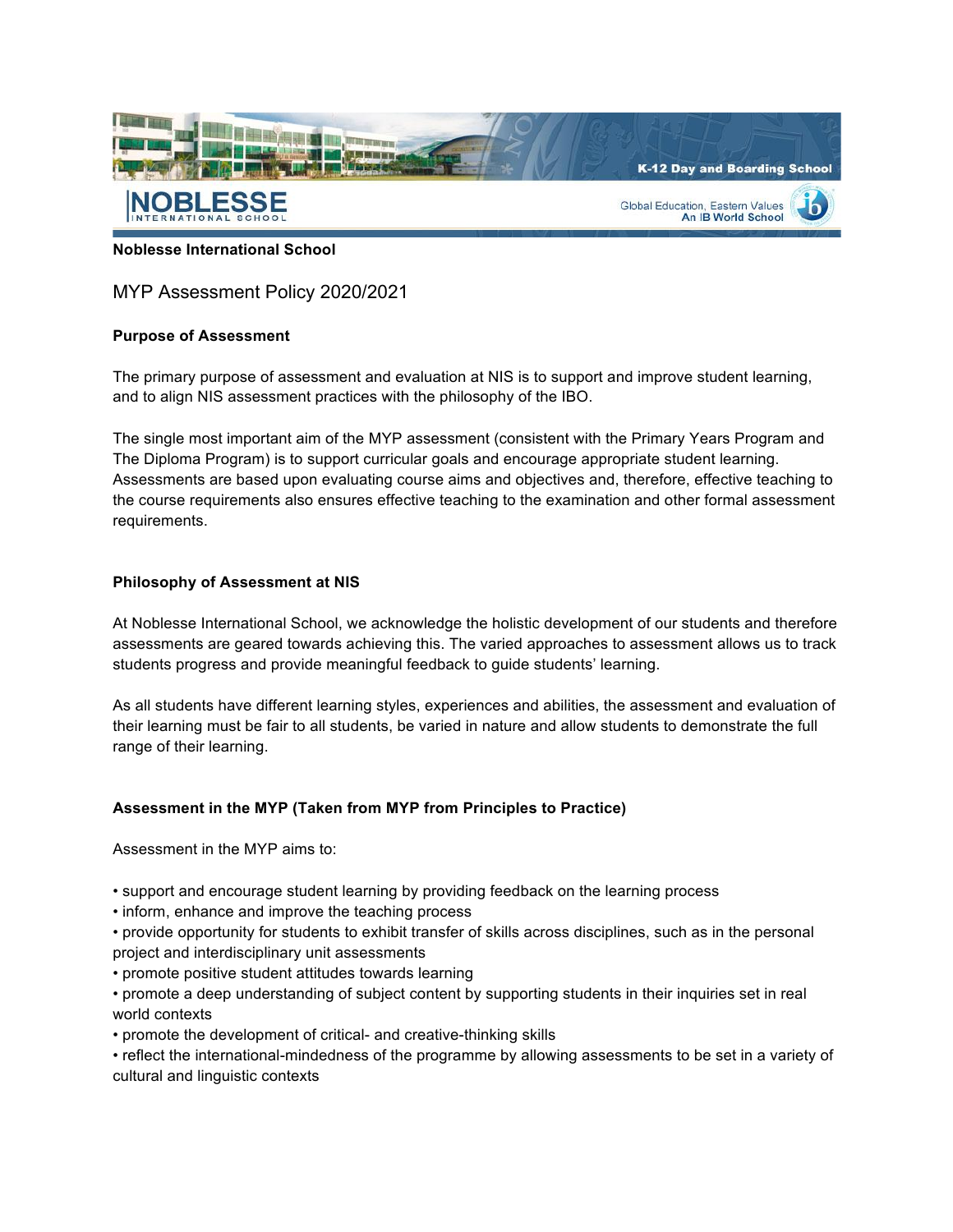**Noblesse International School**

# MYP Assessment Policy 2020/2021

## Purpose of Assessment

The primary purpose of assessment and evaluation at NIS is to support and improve student learning, and to align NIS assessment practices with the philosophy of the IBO.

The single most important aim of the MYP assessment (consistent with the Primary Years Program and The Diploma Program) is to support curricular goals and encourage appropriate student learning. Assessments are based upon evaluating course aims and objectives and, therefore, effective teaching to the course requirements also ensures effective teaching to the examination and other formal assessment requirements.

## Philosophy of Assessment at NIS

At Noblesse International School, we acknowledge the holistic development of our students and therefore assessments are geared towards achieving this. The varied approaches to assessment allows us to track students progress and provide meaningful feedback to guide students' learning.

As all students have different learning styles, experiences and abilities, the assessment and evaluation of their learning must be fair to all students, be varied in nature and allow students to demonstrate the full range of their learning.

## Assessment in the MYP (Taken from MYP from Principles to Practice)

Assessment in the MYP aims to:

- support and encourage student learning by providing feedback on the learning process
- inform, enhance and improve the teaching process
- provide opportunity for students to exhibit transfer of skills across disciplines, such as in the personal project and interdisciplinary unit assessments
- promote positive student attitudes towards learning
- promote a deep understanding of subject content by supporting students in their inquiries set in real world contexts
- promote the development of critical- and creative-thinking skills
- reflect the international-mindedness of the programme by allowing assessments to be set in a variety of cultural and linguistic contexts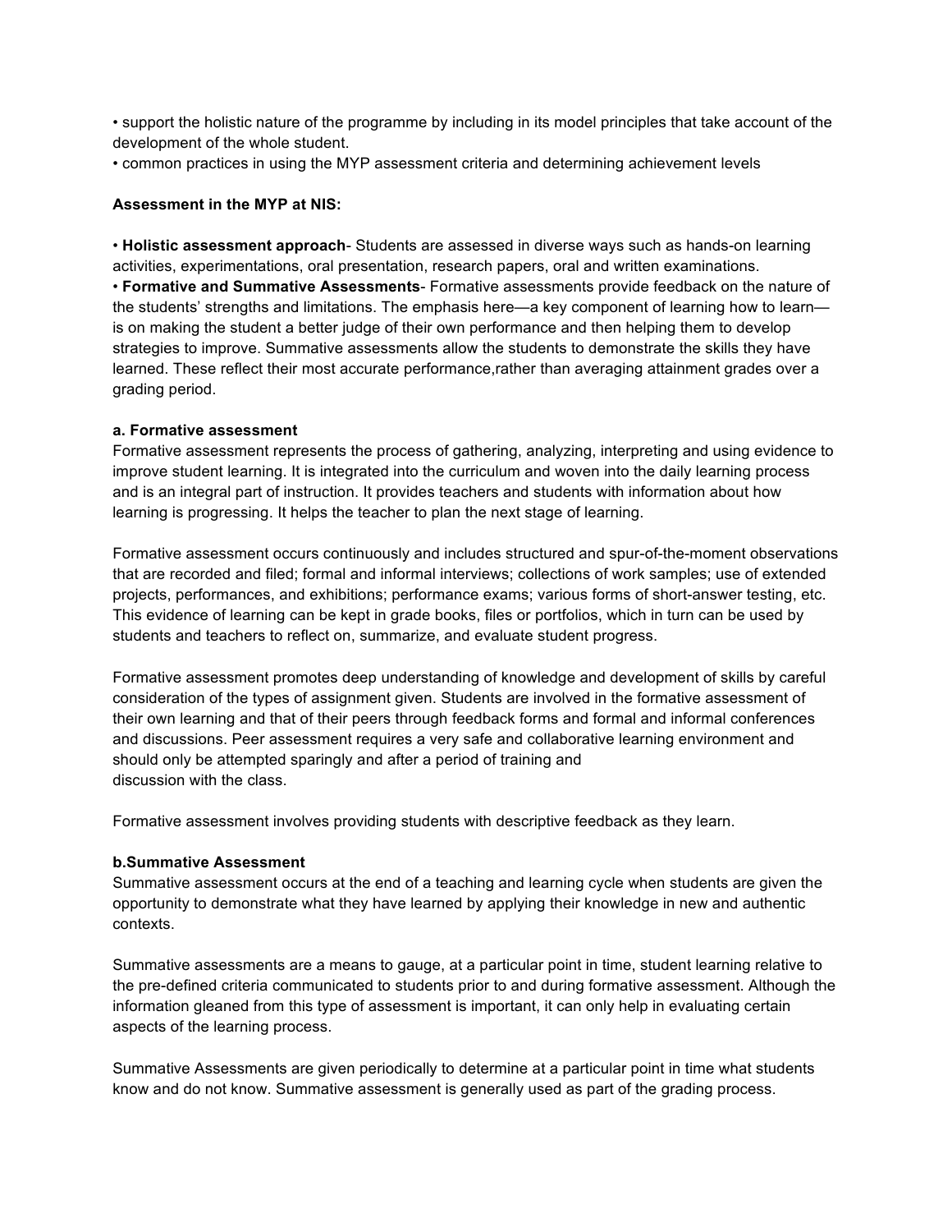• support the holistic nature of the programme by including in its model principles that take account of the development of the whole student.
• common practices in using the MYP assessment criteria and determining achievement levels

**Assessment in the MYP at NIS:**

• **Holistic assessment approach**- Students are assessed in diverse ways such as hands-on learning activities, experimentations, oral presentation, research papers, oral and written examinations.
• **Formative and Summative Assessments**- Formative assessments provide feedback on the nature of the students' strengths and limitations. The emphasis here—a key component of learning how to learn—is on making the student a better judge of their own performance and then helping them to develop strategies to improve. Summative assessments allow the students to demonstrate the skills they have learned. These reflect their most accurate performance,rather than averaging attainment grades over a grading period.

**a. Formative assessment**

Formative assessment represents the process of gathering, analyzing, interpreting and using evidence to improve student learning. It is integrated into the curriculum and woven into the daily learning process and is an integral part of instruction. It provides teachers and students with information about how learning is progressing. It helps the teacher to plan the next stage of learning.

Formative assessment occurs continuously and includes structured and spur-of-the-moment observations that are recorded and filed; formal and informal interviews; collections of work samples; use of extended projects, performances, and exhibitions; performance exams; various forms of short-answer testing, etc. This evidence of learning can be kept in grade books, files or portfolios, which in turn can be used by students and teachers to reflect on, summarize, and evaluate student progress.

Formative assessment promotes deep understanding of knowledge and development of skills by careful consideration of the types of assignment given. Students are involved in the formative assessment of their own learning and that of their peers through feedback forms and formal and informal conferences and discussions. Peer assessment requires a very safe and collaborative learning environment and should only be attempted sparingly and after a period of training and discussion with the class.

Formative assessment involves providing students with descriptive feedback as they learn.

**b.Summative Assessment**

Summative assessment occurs at the end of a teaching and learning cycle when students are given the opportunity to demonstrate what they have learned by applying their knowledge in new and authentic contexts.

Summative assessments are a means to gauge, at a particular point in time, student learning relative to the pre-defined criteria communicated to students prior to and during formative assessment. Although the information gleaned from this type of assessment is important, it can only help in evaluating certain aspects of the learning process.

Summative Assessments are given periodically to determine at a particular point in time what students know and do not know. Summative assessment is generally used as part of the grading process.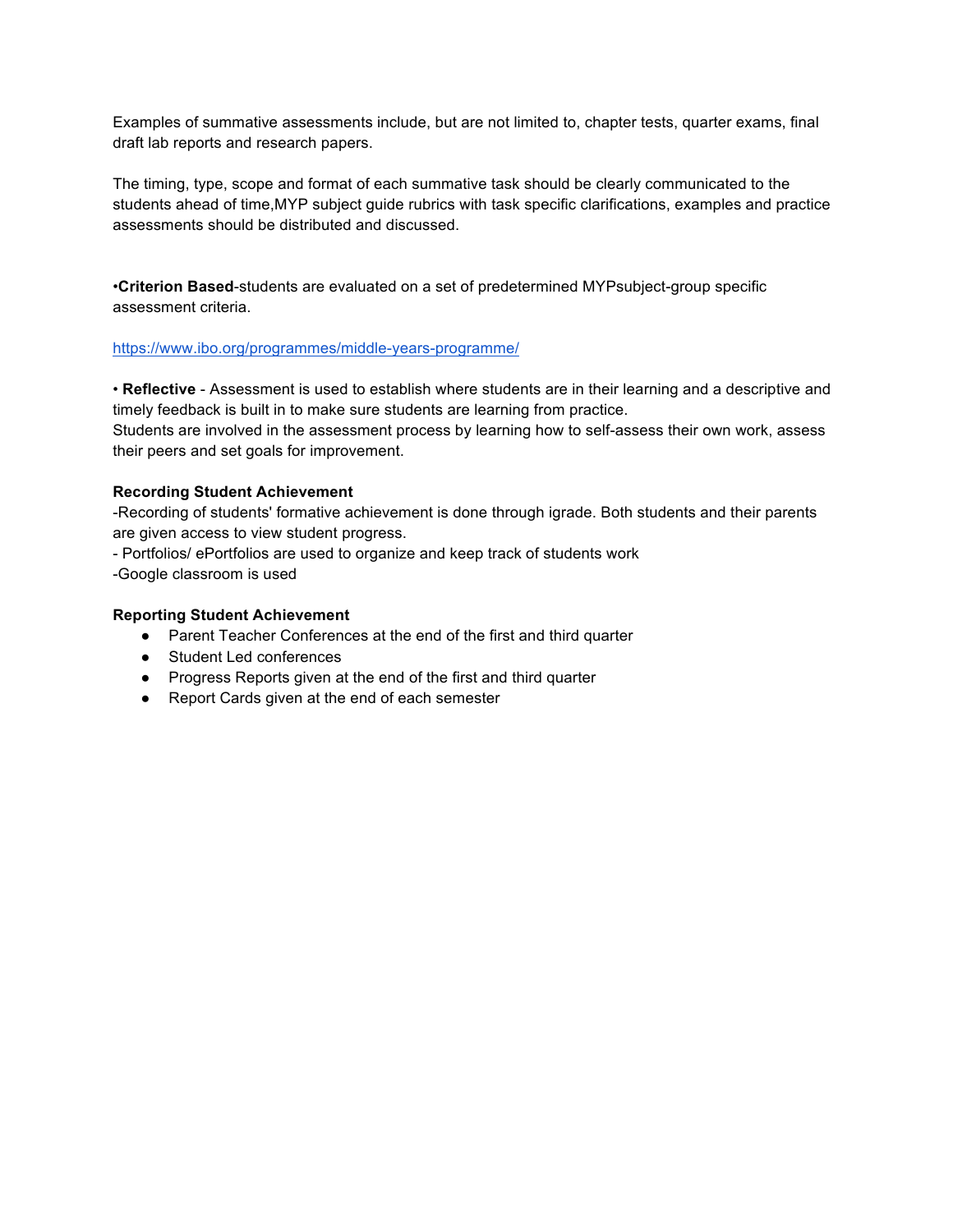Examples of summative assessments include, but are not limited to, chapter tests, quarter exams, final draft lab reports and research papers.

The timing, type, scope and format of each summative task should be clearly communicated to the students ahead of time,MYP subject guide rubrics with task specific clarifications, examples and practice assessments should be distributed and discussed.

•**Criterion Based**-students are evaluated on a set of predetermined MYPsubject-group specific assessment criteria.

https://www.ibo.org/programmes/middle-years-programme/

• **Reflective** - Assessment is used to establish where students are in their learning and a descriptive and timely feedback is built in to make sure students are learning from practice.
Students are involved in the assessment process by learning how to self-assess their own work, assess their peers and set goals for improvement.

**Recording Student Achievement**

-Recording of students' formative achievement is done through igrade. Both students and their parents are given access to view student progress.
- Portfolios/ ePortfolios are used to organize and keep track of students work
-Google classroom is used

**Reporting Student Achievement**

- Parent Teacher Conferences at the end of the first and third quarter
- Student Led conferences
- Progress Reports given at the end of the first and third quarter
- Report Cards given at the end of each semester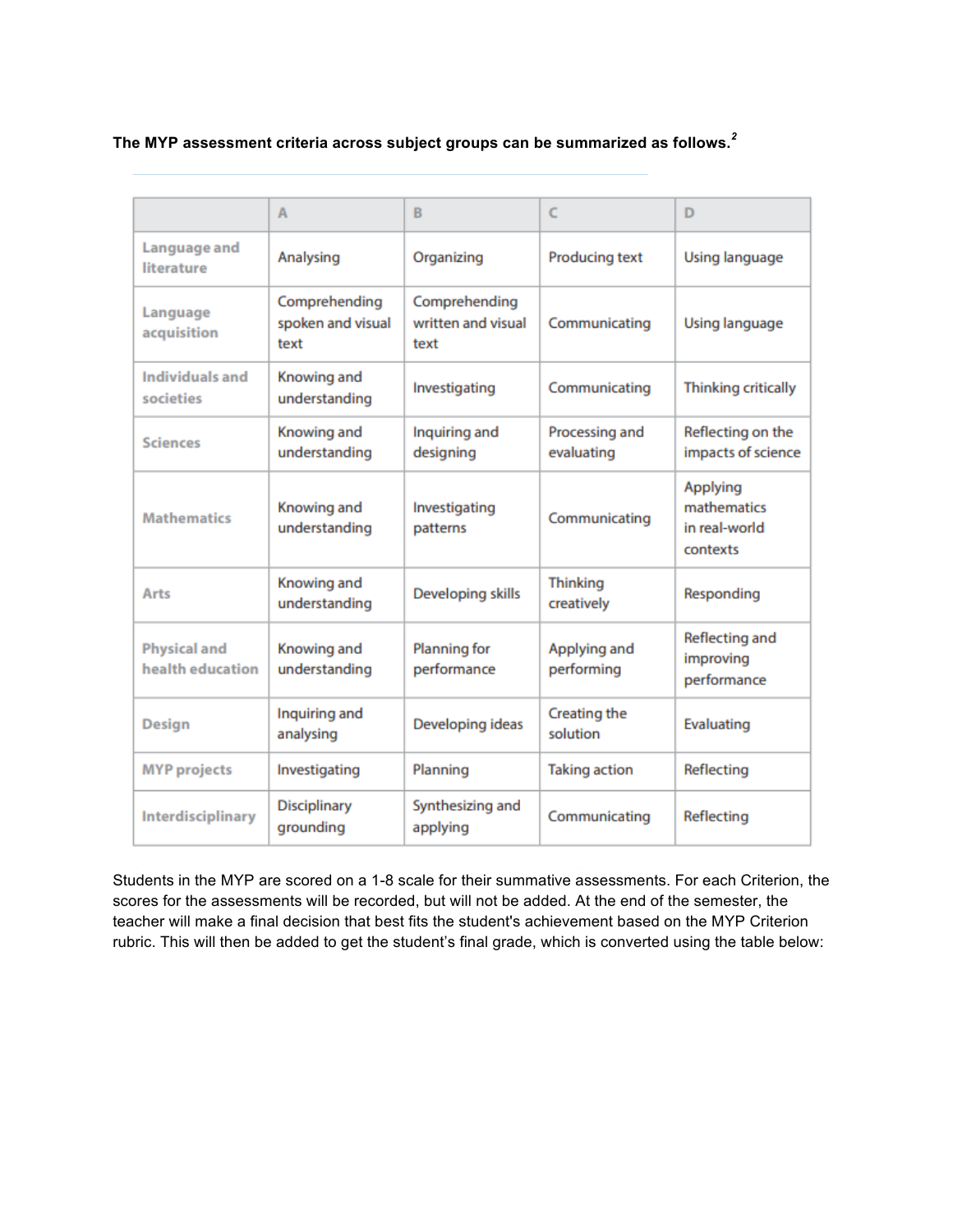**The MYP assessment criteria across subject groups can be summarized as follows.**[2]

| | A | B | C | D |
|---|---|---|---|---|
| Language and literature | Analysing | Organizing | Producing text | Using language |
| Language acquisition | Comprehending spoken and visual text | Comprehending written and visual text | Communicating | Using language |
| Individuals and societies | Knowing and understanding | Investigating | Communicating | Thinking critically |
| Sciences | Knowing and understanding | Inquiring and designing | Processing and evaluating | Reflecting on the impacts of science |
| Mathematics | Knowing and understanding | Investigating patterns | Communicating | Applying mathematics in real-world contexts |
| Arts | Knowing and understanding | Developing skills | Thinking creatively | Responding |
| Physical and health education | Knowing and understanding | Planning for performance | Applying and performing | Reflecting and improving performance |
| Design | Inquiring and analysing | Developing ideas | Creating the solution | Evaluating |
| MYP projects | Investigating | Planning | Taking action | Reflecting |
| Interdisciplinary | Disciplinary grounding | Synthesizing and applying | Communicating | Reflecting |

Students in the MYP are scored on a 1-8 scale for their summative assessments. For each Criterion, the scores for the assessments will be recorded, but will not be added. At the end of the semester, the teacher will make a final decision that best fits the student's achievement based on the MYP Criterion rubric. This will then be added to get the student's final grade, which is converted using the table below: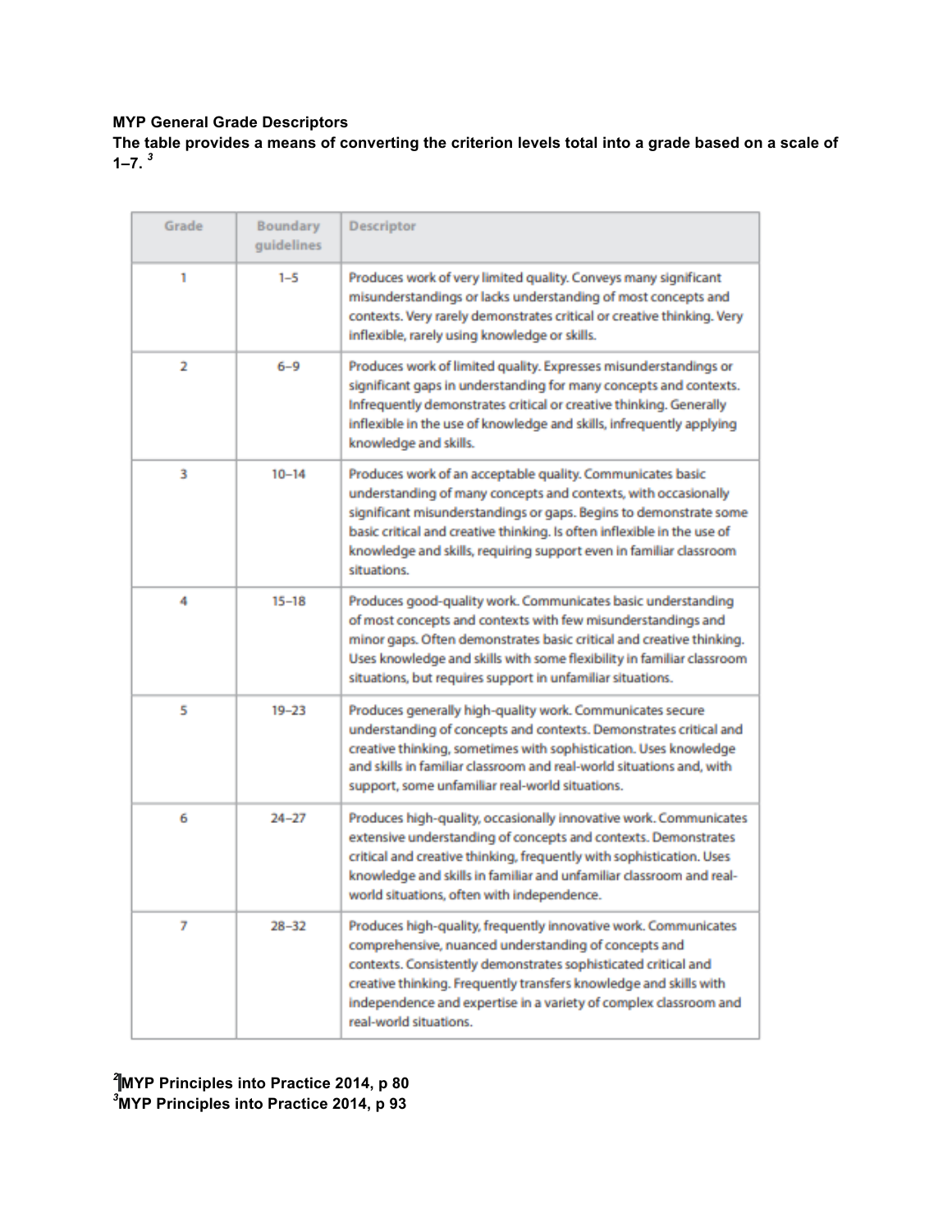**MYP General Grade Descriptors**

**The table provides a means of converting the criterion levels total into a grade based on a scale of 1–7.** [3]

| Grade | Boundary guidelines | Descriptor |
|---|---|---|
| 1 | 1–5 | Produces work of very limited quality. Conveys many significant misunderstandings or lacks understanding of most concepts and contexts. Very rarely demonstrates critical or creative thinking. Very inflexible, rarely using knowledge or skills. |
| 2 | 6–9 | Produces work of limited quality. Expresses misunderstandings or significant gaps in understanding for many concepts and contexts. Infrequently demonstrates critical or creative thinking. Generally inflexible in the use of knowledge and skills, infrequently applying knowledge and skills. |
| 3 | 10–14 | Produces work of an acceptable quality. Communicates basic understanding of many concepts and contexts, with occasionally significant misunderstandings or gaps. Begins to demonstrate some basic critical and creative thinking. Is often inflexible in the use of knowledge and skills, requiring support even in familiar classroom situations. |
| 4 | 15–18 | Produces good-quality work. Communicates basic understanding of most concepts and contexts with few misunderstandings and minor gaps. Often demonstrates basic critical and creative thinking. Uses knowledge and skills with some flexibility in familiar classroom situations, but requires support in unfamiliar situations. |
| 5 | 19–23 | Produces generally high-quality work. Communicates secure understanding of concepts and contexts. Demonstrates critical and creative thinking, sometimes with sophistication. Uses knowledge and skills in familiar classroom and real-world situations and, with support, some unfamiliar real-world situations. |
| 6 | 24–27 | Produces high-quality, occasionally innovative work. Communicates extensive understanding of concepts and contexts. Demonstrates critical and creative thinking, frequently with sophistication. Uses knowledge and skills in familiar and unfamiliar classroom and real-world situations, often with independence. |
| 7 | 28–32 | Produces high-quality, frequently innovative work. Communicates comprehensive, nuanced understanding of concepts and contexts. Consistently demonstrates sophisticated critical and creative thinking. Frequently transfers knowledge and skills with independence and expertise in a variety of complex classroom and real-world situations. |

[2] **MYP Principles into Practice 2014, p 80**

[3] **MYP Principles into Practice 2014, p 93**